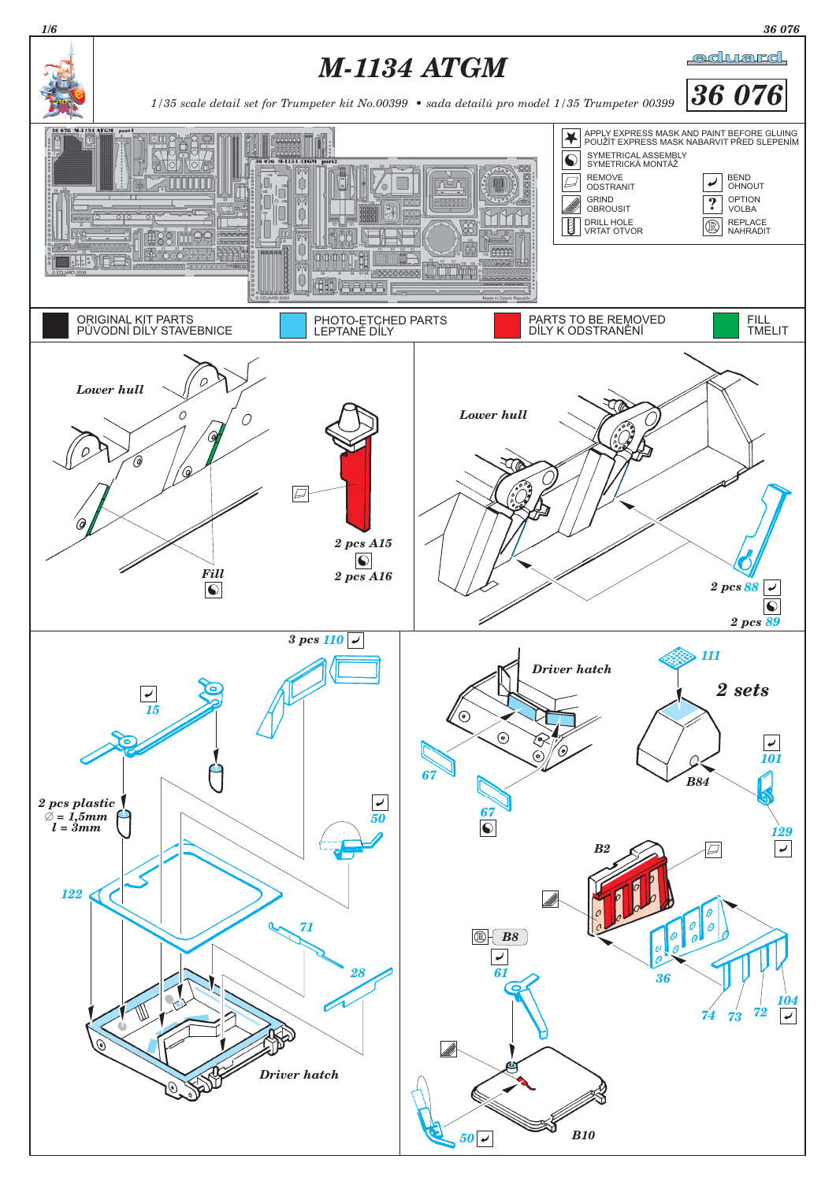# M-1134 ATGM

*1/35 scale detail set for Trumpeter kit No.00399 • sada detailů pro model 1/35 Trumpeter 00399*

eduard

**36 076**

| Symbol | Meaning |
|---|---|
| ★ | APPLY EXPRESS MASK AND PAINT BEFORE GLUING / POUŽÍT EXPRESS MASK NABARVIT PŘED SLEPENÍM |
| ☯ | SYMETRICAL ASSEMBLY / SYMETRICKÁ MONTÁŽ |
| | REMOVE / ODSTRANIT |
| | BEND / OHNOUT |
| | GRIND / OBROUSIT |
| ? | OPTION / VOLBA |
| | DRILL HOLE / VRTAT OTVOR |
| Ⓡ | REPLACE / NAHRADIT |

| Colour | Meaning |
|---|---|
| Black | ORIGINAL KIT PARTS / PŮVODNÍ DÍLY STAVEBNICE |
| Blue | PHOTO-ETCHED PARTS / LEPTANÉ DÍLY |
| Red | PARTS TO BE REMOVED / DÍLY K ODSTRANĚNÍ |
| Green | FILL / TMELIT |

*Lower hull*

*Fill*

*2 pcs A15*

*2 pcs A16*

*Lower hull*

*2 pcs 88*

*2 pcs 89*

*3 pcs 110*

15

*2 pcs plastic*
*∅ = 1,5mm*
*l = 3mm*

50

122

71

28

*Driver hatch*

111

*Driver hatch*

*2 sets*

67

67

101

B84

129

B2

B8

61

36

104

74 73 72

50

B10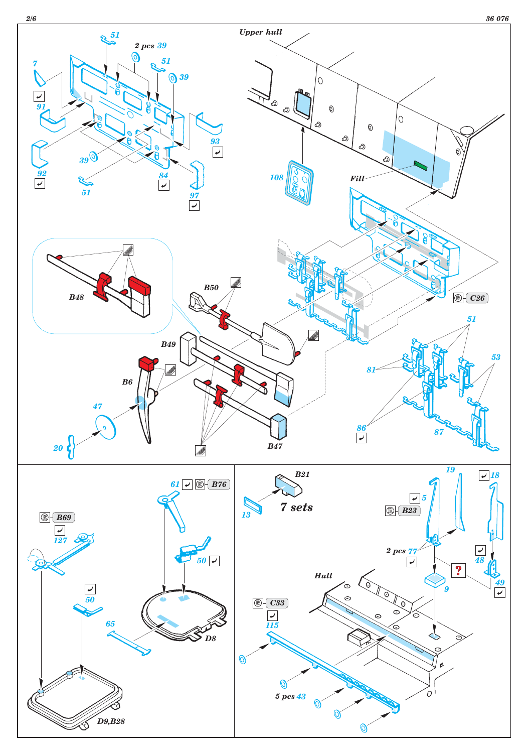Upper hull

2 pcs 39

51

7

91

92

39

51

84

97

93

108

Fill

B48

B50

B49

B6

47

20

B47

C26

51

81

53

86

87

61 B76

B69

127

50

50

65

D8

D9,B28

B21

13

7 sets

19

18

5

B23

2 pcs 77

48

49

9

Hull

C33

115

5 pcs 43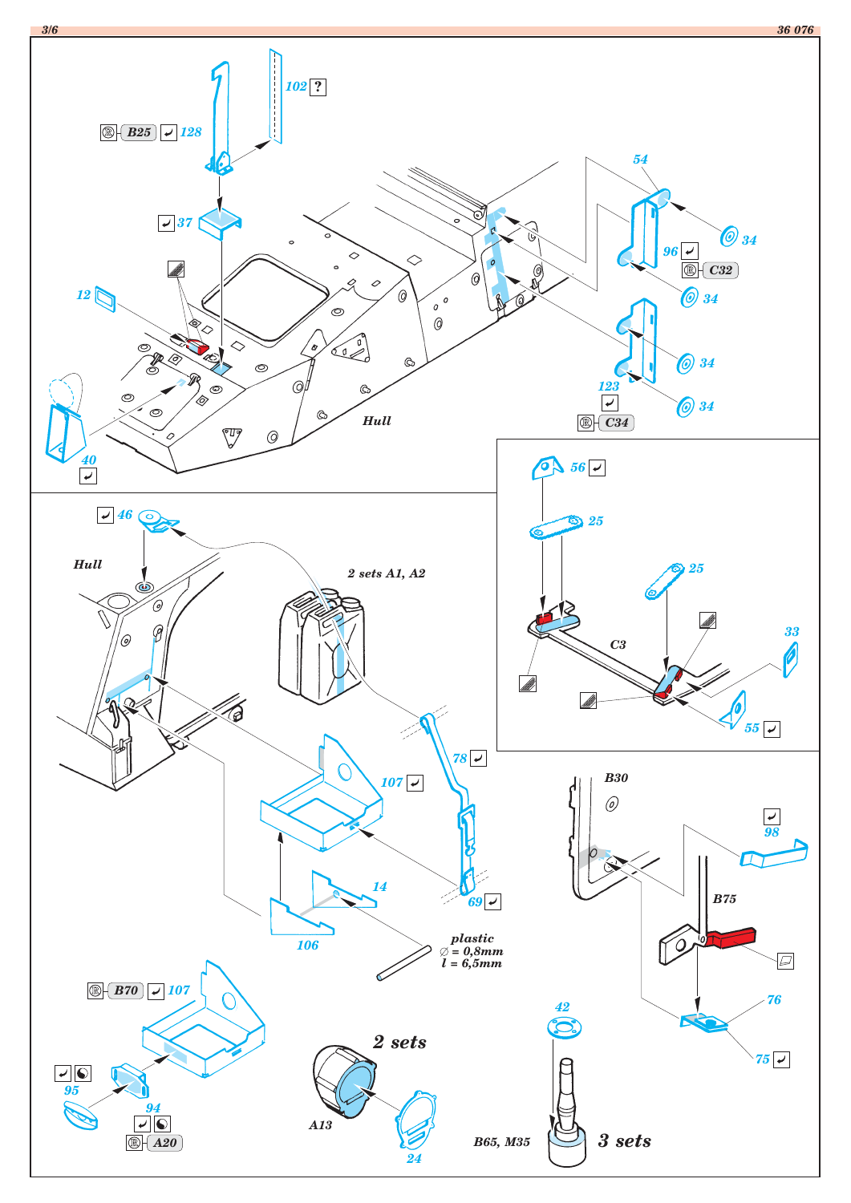B25 128

102 ?

37

12

40

54

96 C32

34

34

34

34

123

C34

Hull

46

Hull

2 sets A1, A2

78

107

69

14

106

plastic
∅ = 0,8mm
l = 6,5mm

56

25

25

C3

33

55

B30

98

B75

76

75

B70 107

95

94

A20

2 sets

A13

24

42

B65, M35

3 sets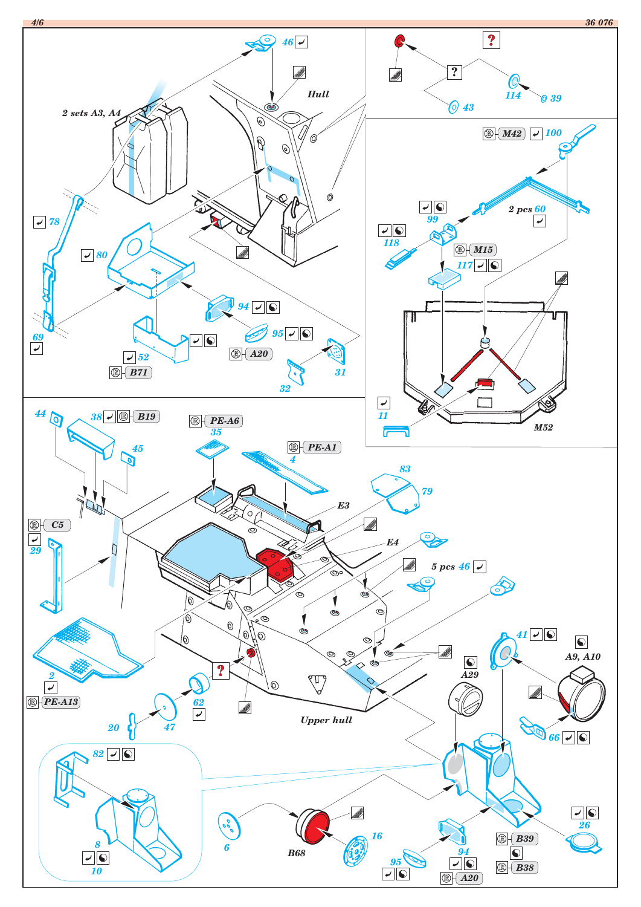2 sets A3, A4

Hull

46

78

80

69

52

B71

94

95

A20

31

32

?

114

39

43

M42

100

2 pcs 60

99

118

M15

117

11

M52

44

38

B19

45

C5

29

2

PE-A13

PE-A6

35

PE-A1

4

E3

83

79

E4

5 pcs 46

41

A9, A10

A29

66

20

47

62

?

Upper hull

82

8

10

6

B68

16

95

94

A20

B39

B38

26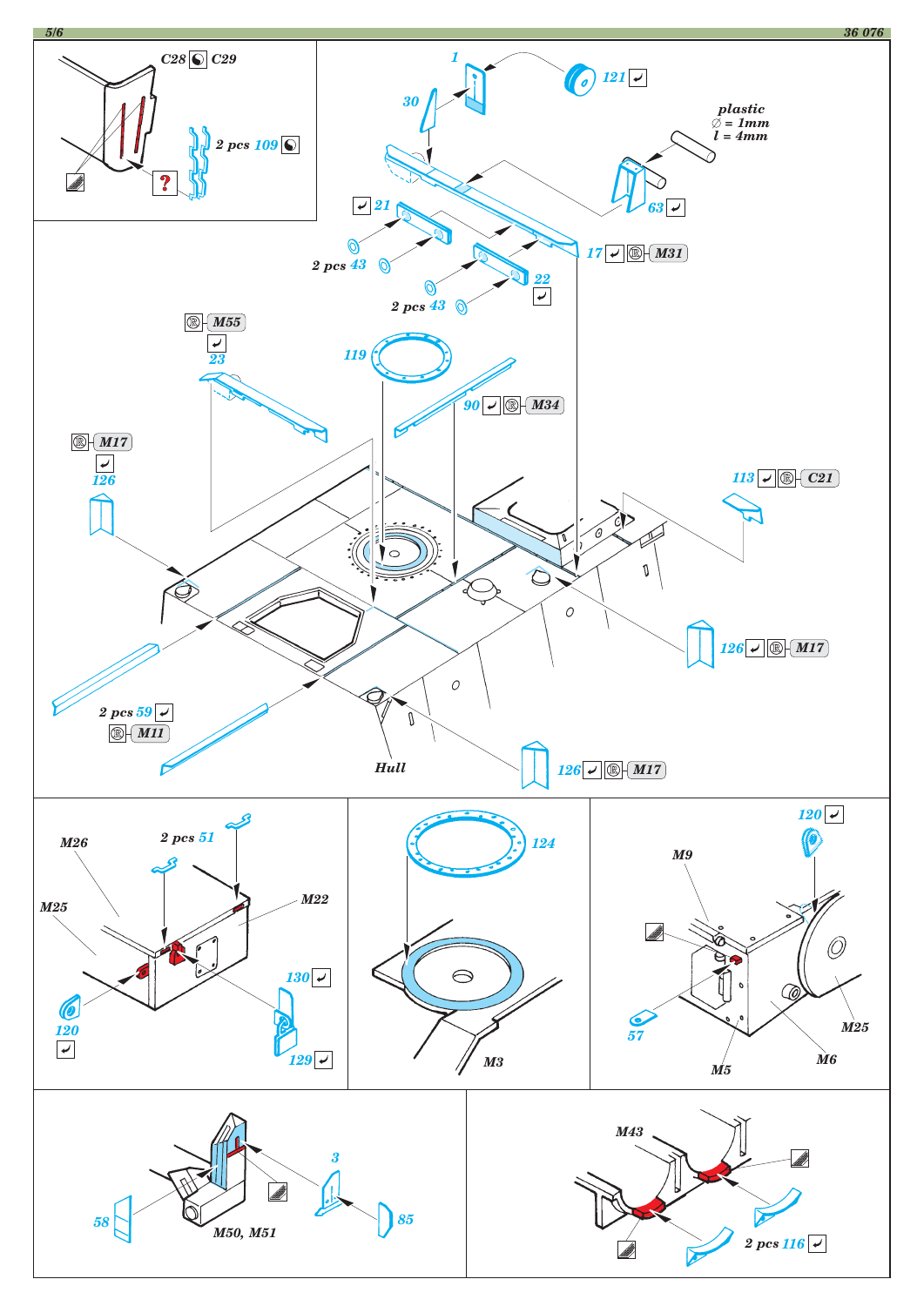C28 C29

2 pcs 109

1

121

30

plastic
∅ = 1mm
l = 4mm

63

21

17 M31

2 pcs 43

22

2 pcs 43

M55

23

119

90 M34

M17

126

113 C21

126 M17

2 pcs 59

M11

Hull

126 M17

M26

2 pcs 51

M25

M22

120

130

129

124

M3

120

M9

57

M25

M5

M6

3

58

M50, M51

85

M43

2 pcs 116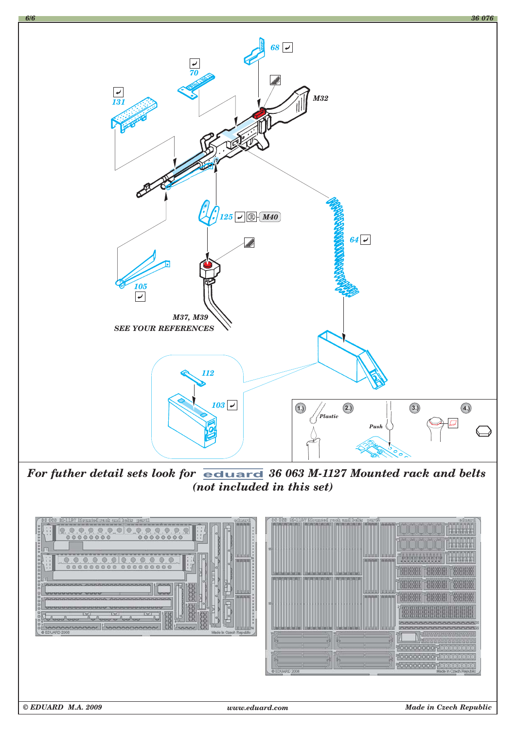68

70

131

M32

125 M40

64

105

M37, M39

SEE YOUR REFERENCES

112

103

1.) Plastic

2.) Push

3.)

4.)

*For futher detail sets look for* **eduard** *36 063 M-1127 Mounted rack and belts (not included in this set)*

36 063 M-1127 Mounted rack and belts part1 eduard

© EDUARD 2008 Made in Czech Republic

36 063 M-1127 Mounted rack and belts part2 eduard

© EDUARD 2008 Made in Czech Republic

*© EDUARD M.A. 2009* *www.eduard.com* *Made in Czech Republic*